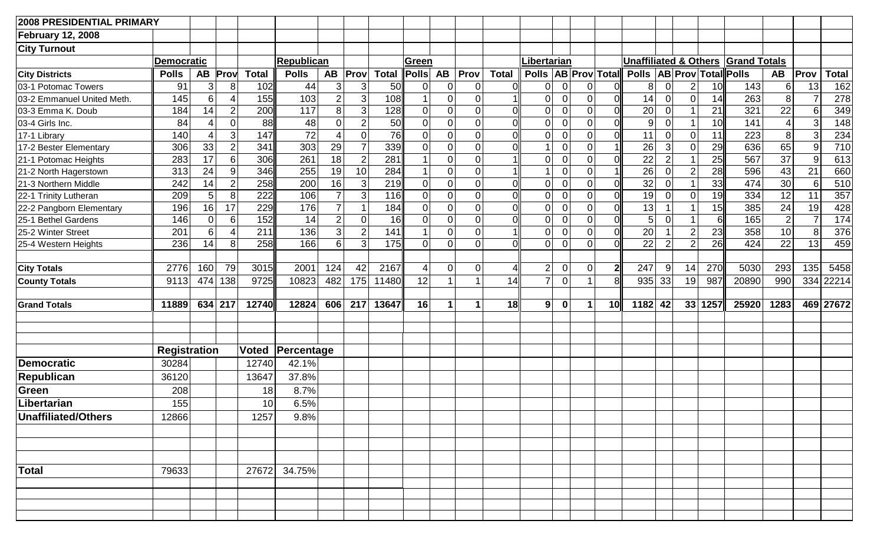**2008 PRESIDENTIAL PRIMARY**

**February 12, 2008**

**City Turnout**

| | Democratic | | | | Republican | | | | Green | | | | Libertarian | | | | Unaffiliated & Others | | | | Grand Totals | | | |
|---|---|---|---|---|---|---|---|---|---|---|---|---|---|---|---|---|---|---|---|---|---|---|---|---|
| **City Districts** | **Polls** | **AB** | **Prov** | **Total** | **Polls** | **AB** | **Prov** | **Total** | **Polls** | **AB** | **Prov** | **Total** | **Polls** | **AB** | **Prov** | **Total** | **Polls** | **AB** | **Prov** | **Total** | **Polls** | **AB** | **Prov** | **Total** |
| 03-1 Potomac Towers | 91 | 3 | 8 | 102 | 44 | 3 | 3 | 50 | 0 | 0 | 0 | 0 | 0 | 0 | 0 | 0 | 8 | 0 | 2 | 10 | 143 | 6 | 13 | 162 |
| 03-2 Emmanuel United Meth. | 145 | 6 | 4 | 155 | 103 | 2 | 3 | 108 | 1 | 0 | 0 | 1 | 0 | 0 | 0 | 0 | 14 | 0 | 0 | 14 | 263 | 8 | 7 | 278 |
| 03-3 Emma K. Doub | 184 | 14 | 2 | 200 | 117 | 8 | 3 | 128 | 0 | 0 | 0 | 0 | 0 | 0 | 0 | 0 | 20 | 0 | 1 | 21 | 321 | 22 | 6 | 349 |
| 03-4 Girls Inc. | 84 | 4 | 0 | 88 | 48 | 0 | 2 | 50 | 0 | 0 | 0 | 0 | 0 | 0 | 0 | 0 | 9 | 0 | 1 | 10 | 141 | 4 | 3 | 148 |
| 17-1 Library | 140 | 4 | 3 | 147 | 72 | 4 | 0 | 76 | 0 | 0 | 0 | 0 | 0 | 0 | 0 | 0 | 11 | 0 | 0 | 11 | 223 | 8 | 3 | 234 |
| 17-2 Bester Elementary | 306 | 33 | 2 | 341 | 303 | 29 | 7 | 339 | 0 | 0 | 0 | 0 | 1 | 0 | 0 | 1 | 26 | 3 | 0 | 29 | 636 | 65 | 9 | 710 |
| 21-1 Potomac Heights | 283 | 17 | 6 | 306 | 261 | 18 | 2 | 281 | 1 | 0 | 0 | 1 | 0 | 0 | 0 | 0 | 22 | 2 | 1 | 25 | 567 | 37 | 9 | 613 |
| 21-2 North Hagerstown | 313 | 24 | 9 | 346 | 255 | 19 | 10 | 284 | 1 | 0 | 0 | 1 | 1 | 0 | 0 | 1 | 26 | 0 | 2 | 28 | 596 | 43 | 21 | 660 |
| 21-3 Northern Middle | 242 | 14 | 2 | 258 | 200 | 16 | 3 | 219 | 0 | 0 | 0 | 0 | 0 | 0 | 0 | 0 | 32 | 0 | 1 | 33 | 474 | 30 | 6 | 510 |
| 22-1 Trinity Lutheran | 209 | 5 | 8 | 222 | 106 | 7 | 3 | 116 | 0 | 0 | 0 | 0 | 0 | 0 | 0 | 0 | 19 | 0 | 0 | 19 | 334 | 12 | 11 | 357 |
| 22-2 Pangborn Elementary | 196 | 16 | 17 | 229 | 176 | 7 | 1 | 184 | 0 | 0 | 0 | 0 | 0 | 0 | 0 | 0 | 13 | 1 | 1 | 15 | 385 | 24 | 19 | 428 |
| 25-1 Bethel Gardens | 146 | 0 | 6 | 152 | 14 | 2 | 0 | 16 | 0 | 0 | 0 | 0 | 0 | 0 | 0 | 0 | 5 | 0 | 1 | 6 | 165 | 2 | 7 | 174 |
| 25-2 Winter Street | 201 | 6 | 4 | 211 | 136 | 3 | 2 | 141 | 1 | 0 | 0 | 1 | 0 | 0 | 0 | 0 | 20 | 1 | 2 | 23 | 358 | 10 | 8 | 376 |
| 25-4 Western Heights | 236 | 14 | 8 | 258 | 166 | 6 | 3 | 175 | 0 | 0 | 0 | 0 | 0 | 0 | 0 | 0 | 22 | 2 | 2 | 26 | 424 | 22 | 13 | 459 |
| | | | | | | | | | | | | | | | | | | | | | | | | |
| **City Totals** | 2776 | 160 | 79 | 3015 | 2001 | 124 | 42 | 2167 | 4 | 0 | 0 | 4 | 2 | 0 | 0 | **2** | 247 | 9 | 14 | 270 | 5030 | 293 | 135 | 5458 |
| **County Totals** | 9113 | 474 | 138 | 9725 | 10823 | 482 | 175 | 11480 | 12 | 1 | 1 | 14 | 7 | 0 | 1 | 8 | 935 | 33 | 19 | 987 | 20890 | 990 | 334 | 22214 |
| | | | | | | | | | | | | | | | | | | | | | | | | |
| **Grand Totals** | **11889** | **634** | **217** | **12740** | **12824** | **606** | **217** | **13647** | **16** | **1** | **1** | **18** | **9** | **0** | **1** | **10** | **1182** | **42** | **33** | **1257** | **25920** | **1283** | **469** | **27672** |

| | Registration | Voted | Percentage |
|---|---|---|---|
| **Democratic** | 30284 | 12740 | 42.1% |
| **Republican** | 36120 | 13647 | 37.8% |
| **Green** | 208 | 18 | 8.7% |
| **Libertarian** | 155 | 10 | 6.5% |
| **Unaffiliated/Others** | 12866 | 1257 | 9.8% |
| | | | |
| **Total** | 79633 | 27672 | 34.75% |